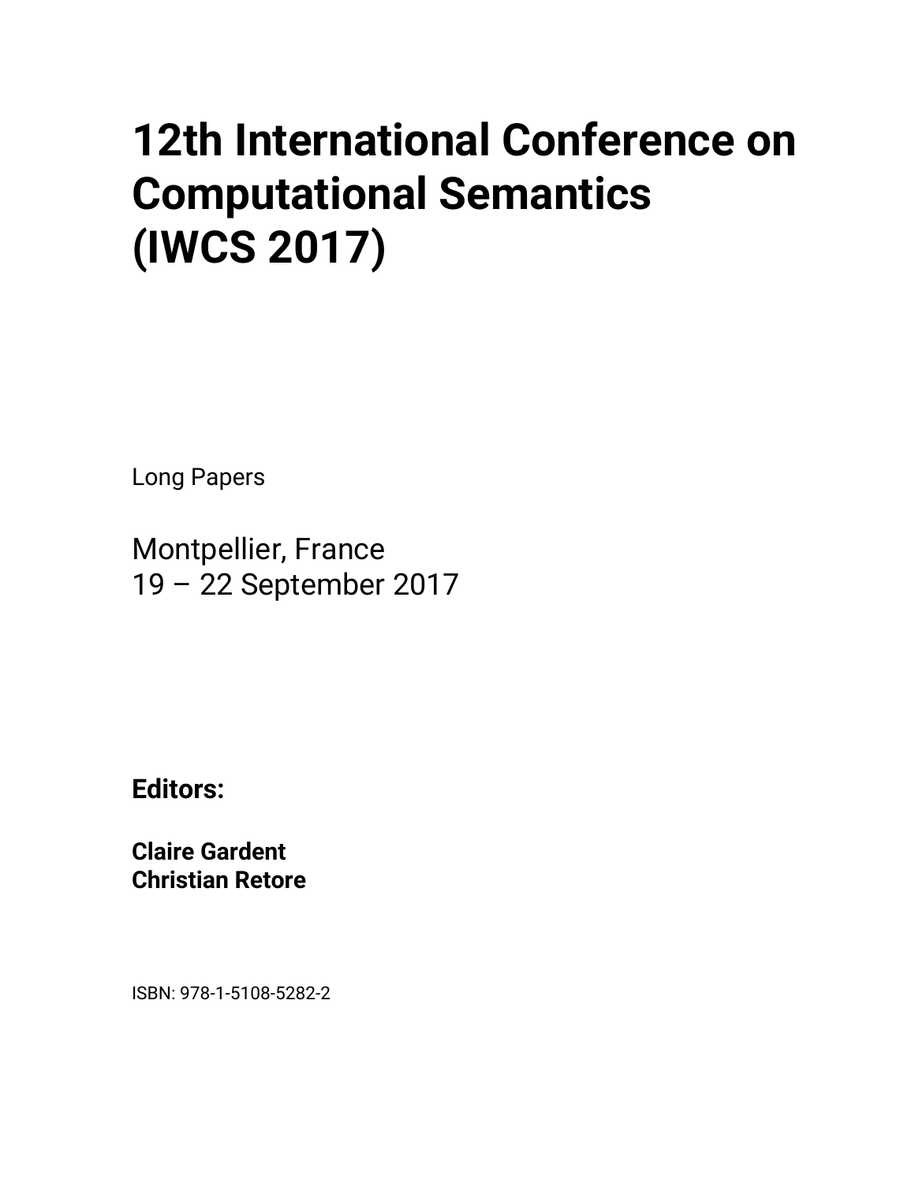# 12th International Conference on Computational Semantics (IWCS 2017)

Long Papers

Montpellier, France
19 – 22 September 2017

**Editors:**

**Claire Gardent**
**Christian Retore**

ISBN: 978-1-5108-5282-2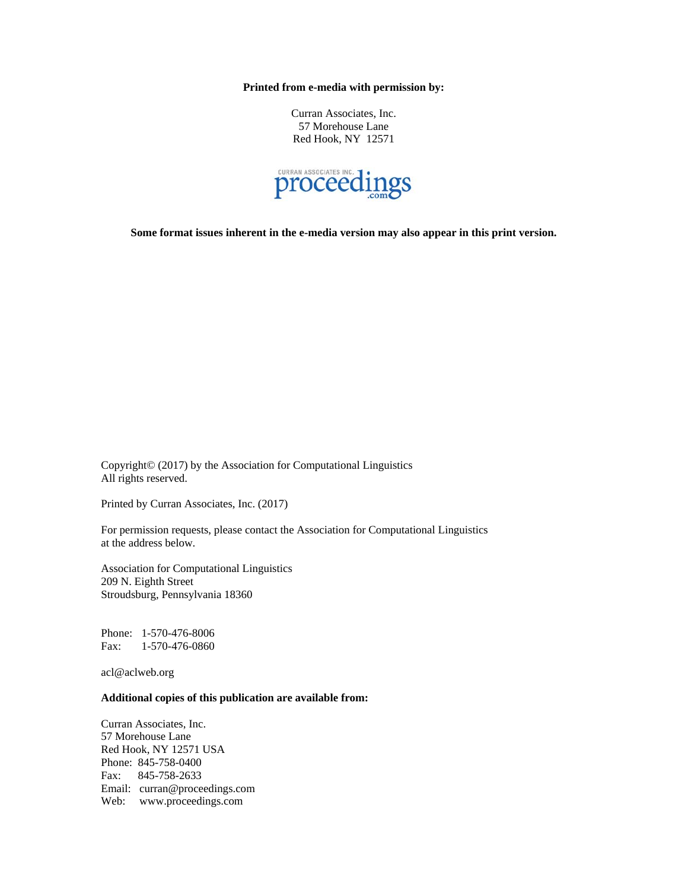**Printed from e-media with permission by:**

Curran Associates, Inc.
57 Morehouse Lane
Red Hook, NY 12571

**Some format issues inherent in the e-media version may also appear in this print version.**

Copyright© (2017) by the Association for Computational Linguistics
All rights reserved.

Printed by Curran Associates, Inc. (2017)

For permission requests, please contact the Association for Computational Linguistics at the address below.

Association for Computational Linguistics
209 N. Eighth Street
Stroudsburg, Pennsylvania 18360

Phone: 1-570-476-8006
Fax: 1-570-476-0860

acl@aclweb.org

**Additional copies of this publication are available from:**

Curran Associates, Inc.
57 Morehouse Lane
Red Hook, NY 12571 USA
Phone: 845-758-0400
Fax: 845-758-2633
Email: curran@proceedings.com
Web: www.proceedings.com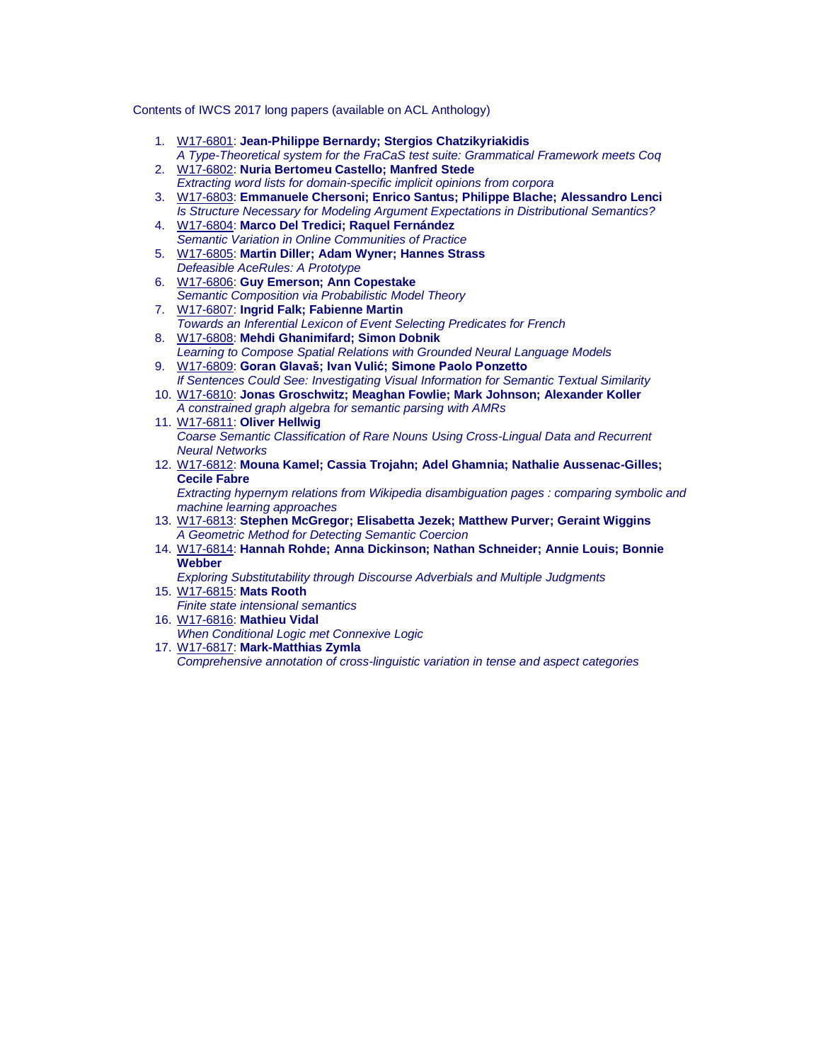Contents of IWCS 2017 long papers (available on ACL Anthology)

1. W17-6801: **Jean-Philippe Bernardy; Stergios Chatzikyriakidis**
   *A Type-Theoretical system for the FraCaS test suite: Grammatical Framework meets Coq*
2. W17-6802: **Nuria Bertomeu Castello; Manfred Stede**
   *Extracting word lists for domain-specific implicit opinions from corpora*
3. W17-6803: **Emmanuele Chersoni; Enrico Santus; Philippe Blache; Alessandro Lenci**
   *Is Structure Necessary for Modeling Argument Expectations in Distributional Semantics?*
4. W17-6804: **Marco Del Tredici; Raquel Fernández**
   *Semantic Variation in Online Communities of Practice*
5. W17-6805: **Martin Diller; Adam Wyner; Hannes Strass**
   *Defeasible AceRules: A Prototype*
6. W17-6806: **Guy Emerson; Ann Copestake**
   *Semantic Composition via Probabilistic Model Theory*
7. W17-6807: **Ingrid Falk; Fabienne Martin**
   *Towards an Inferential Lexicon of Event Selecting Predicates for French*
8. W17-6808: **Mehdi Ghanimifard; Simon Dobnik**
   *Learning to Compose Spatial Relations with Grounded Neural Language Models*
9. W17-6809: **Goran Glavaš; Ivan Vulić; Simone Paolo Ponzetto**
   *If Sentences Could See: Investigating Visual Information for Semantic Textual Similarity*
10. W17-6810: **Jonas Groschwitz; Meaghan Fowlie; Mark Johnson; Alexander Koller**
    *A constrained graph algebra for semantic parsing with AMRs*
11. W17-6811: **Oliver Hellwig**
    *Coarse Semantic Classification of Rare Nouns Using Cross-Lingual Data and Recurrent Neural Networks*
12. W17-6812: **Mouna Kamel; Cassia Trojahn; Adel Ghamnia; Nathalie Aussenac-Gilles; Cecile Fabre**
    *Extracting hypernym relations from Wikipedia disambiguation pages : comparing symbolic and machine learning approaches*
13. W17-6813: **Stephen McGregor; Elisabetta Jezek; Matthew Purver; Geraint Wiggins**
    *A Geometric Method for Detecting Semantic Coercion*
14. W17-6814: **Hannah Rohde; Anna Dickinson; Nathan Schneider; Annie Louis; Bonnie Webber**
    *Exploring Substitutability through Discourse Adverbials and Multiple Judgments*
15. W17-6815: **Mats Rooth**
    *Finite state intensional semantics*
16. W17-6816: **Mathieu Vidal**
    *When Conditional Logic met Connexive Logic*
17. W17-6817: **Mark-Matthias Zymla**
    *Comprehensive annotation of cross-linguistic variation in tense and aspect categories*